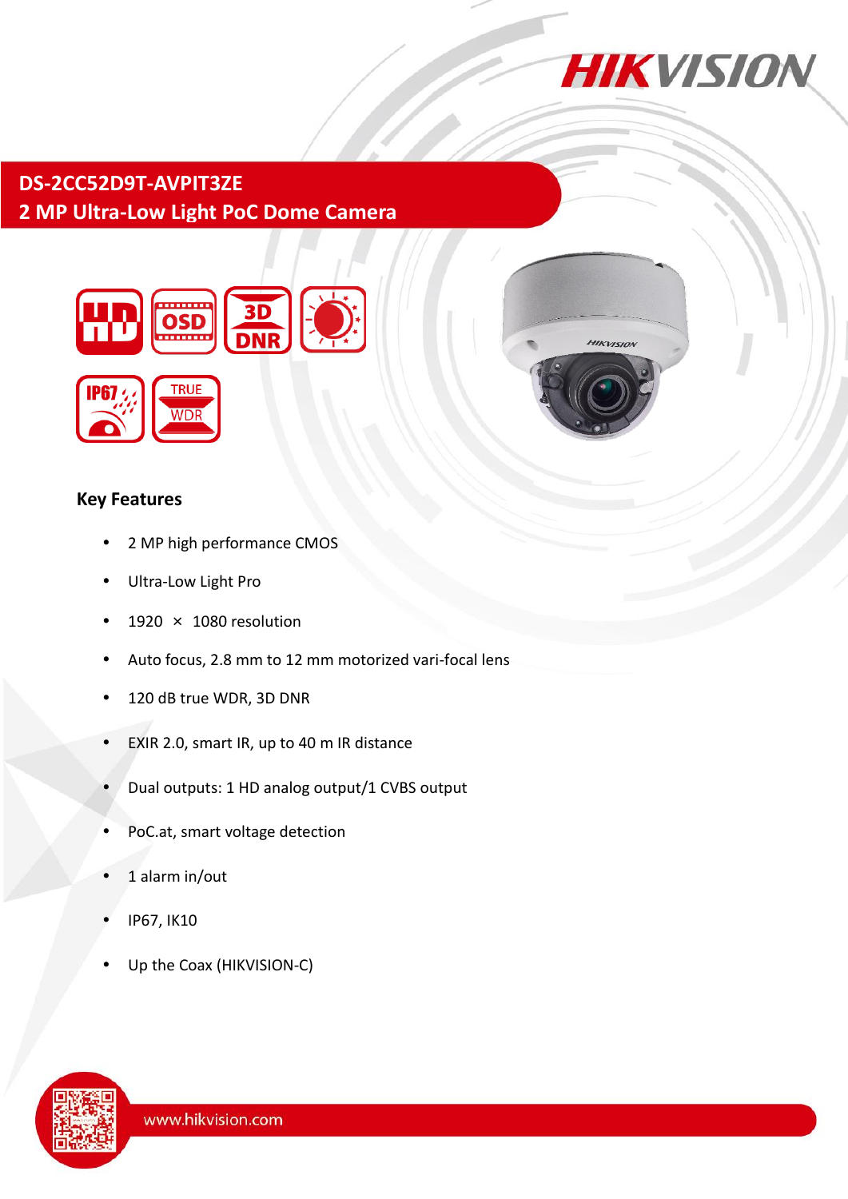# DS-2CC52D9T-AVPIT3ZE
## 2 MP Ultra-Low Light PoC Dome Camera

### Key Features

- 2 MP high performance CMOS
- Ultra-Low Light Pro
- 1920 × 1080 resolution
- Auto focus, 2.8 mm to 12 mm motorized vari-focal lens
- 120 dB true WDR, 3D DNR
- EXIR 2.0, smart IR, up to 40 m IR distance
- Dual outputs: 1 HD analog output/1 CVBS output
- PoC.at, smart voltage detection
- 1 alarm in/out
- IP67, IK10
- Up the Coax (HIKVISION-C)

www.hikvision.com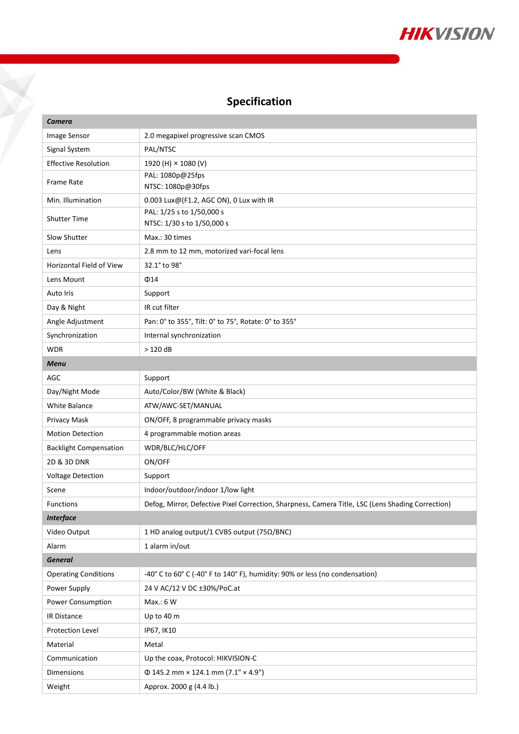# Specification

| *Camera* | |
|---|---|
| Image Sensor | 2.0 megapixel progressive scan CMOS |
| Signal System | PAL/NTSC |
| Effective Resolution | 1920 (H) × 1080 (V) |
| Frame Rate | PAL: 1080p@25fps<br>NTSC: 1080p@30fps |
| Min. Illumination | 0.003 Lux@(F1.2, AGC ON), 0 Lux with IR |
| Shutter Time | PAL: 1/25 s to 1/50,000 s<br>NTSC: 1/30 s to 1/50,000 s |
| Slow Shutter | Max.: 30 times |
| Lens | 2.8 mm to 12 mm, motorized vari-focal lens |
| Horizontal Field of View | 32.1° to 98° |
| Lens Mount | Φ14 |
| Auto Iris | Support |
| Day & Night | IR cut filter |
| Angle Adjustment | Pan: 0° to 355°, Tilt: 0° to 75°, Rotate: 0° to 355° |
| Synchronization | Internal synchronization |
| WDR | > 120 dB |
| *Menu* | |
| AGC | Support |
| Day/Night Mode | Auto/Color/BW (White & Black) |
| White Balance | ATW/AWC-SET/MANUAL |
| Privacy Mask | ON/OFF, 8 programmable privacy masks |
| Motion Detection | 4 programmable motion areas |
| Backlight Compensation | WDR/BLC/HLC/OFF |
| 2D & 3D DNR | ON/OFF |
| Voltage Detection | Support |
| Scene | Indoor/outdoor/indoor 1/low light |
| Functions | Defog, Mirror, Defective Pixel Correction, Sharpness, Camera Title, LSC (Lens Shading Correction) |
| *Interface* | |
| Video Output | 1 HD analog output/1 CVBS output (75Ω/BNC) |
| Alarm | 1 alarm in/out |
| *General* | |
| Operating Conditions | -40° C to 60° C (-40° F to 140° F), humidity: 90% or less (no condensation) |
| Power Supply | 24 V AC/12 V DC ±30%/PoC.at |
| Power Consumption | Max.: 6 W |
| IR Distance | Up to 40 m |
| Protection Level | IP67, IK10 |
| Material | Metal |
| Communication | Up the coax, Protocol: HIKVISION-C |
| Dimensions | Φ 145.2 mm × 124.1 mm (7.1" × 4.9") |
| Weight | Approx. 2000 g (4.4 lb.) |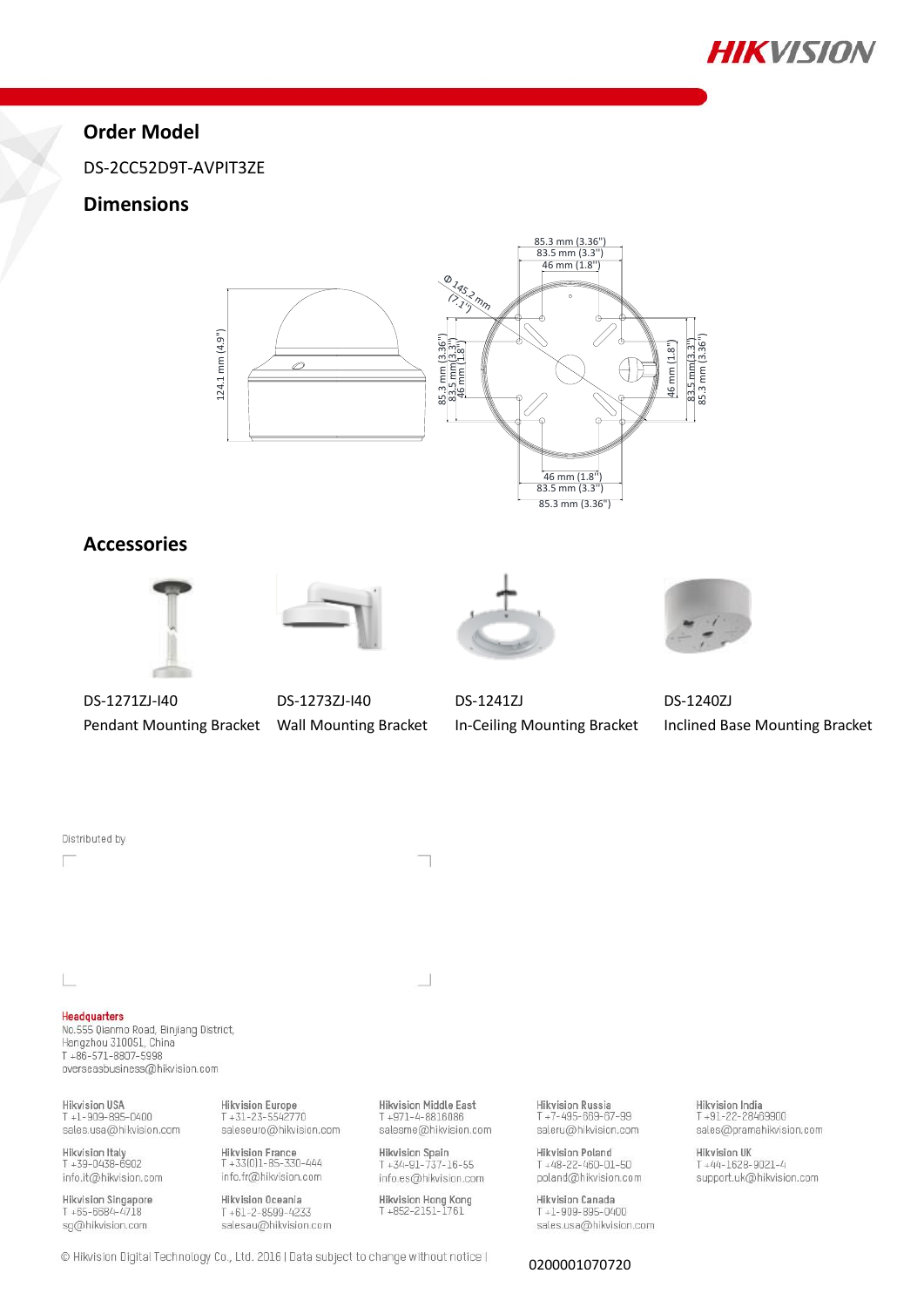## Order Model

DS-2CC52D9T-AVPIT3ZE

## Dimensions

85.3 mm (3.36")
83.5 mm (3.3")
46 mm (1.8")
Ø 145.2 mm (7.1")
124.1 mm (4.9")

## Accessories

| | | | |
|---|---|---|---|
| DS-1271ZJ-I40 | DS-1273ZJ-I40 | DS-1241ZJ | DS-1240ZJ |
| Pendant Mounting Bracket | Wall Mounting Bracket | In-Ceiling Mounting Bracket | Inclined Base Mounting Bracket |

Distributed by

**Headquarters**
No.555 Qianmo Road, Binjiang District,
Hangzhou 310051, China
T +86-571-8807-5998
overseasbusiness@hikvision.com

Hikvision USA
T +1-909-895-0400
sales.usa@hikvision.com

Hikvision Europe
T +31-23-5542770
saleseuro@hikvision.com

Hikvision Middle East
T +971-4-8816086
salesme@hikvision.com

Hikvision Russia
T +7-495-669-67-99
saleru@hikvision.com

Hikvision India
T +91-22-28469900
sales@pramahikvision.com

Hikvision Italy
T +39-0438-6902
info.it@hikvision.com

Hikvision France
T +33(0)1-85-330-444
info.fr@hikvision.com

Hikvision Spain
T +34-91-737-16-55
info.es@hikvision.com

Hikvision Poland
T +48-22-460-01-50
poland@hikvision.com

Hikvision UK
T +44-1628-9021-4
support.uk@hikvision.com

Hikvision Singapore
T +65-6684-4718
sg@hikvision.com

Hikvision Oceania
T +61-2-8599-4233
salesau@hikvision.com

Hikvision Hong Kong
T +852-2151-1761

Hikvision Canada
T +1-909-895-0400
sales.usa@hikvision.com

© Hikvision Digital Technology Co., Ltd. 2016 | Data subject to change without notice |

0200001070720